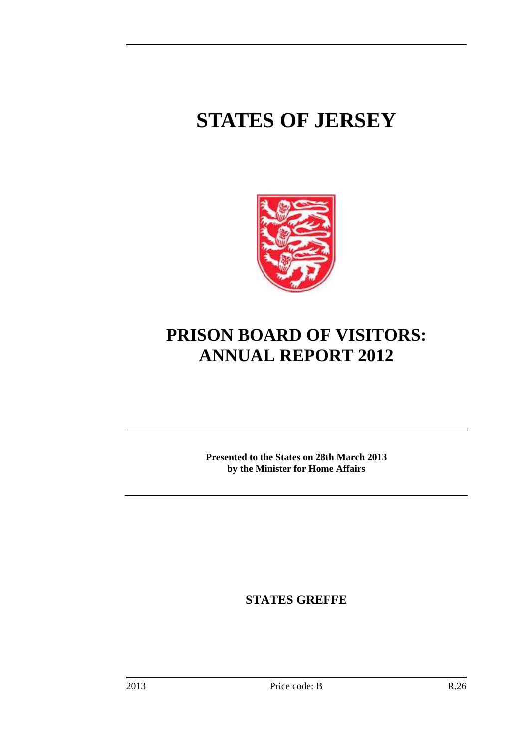# STATES OF JERSEY

# PRISON BOARD OF VISITORS: ANNUAL REPORT 2012

**Presented to the States on 28th March 2013 by the Minister for Home Affairs**

**STATES GREFFE**

2013 Price code: B R.26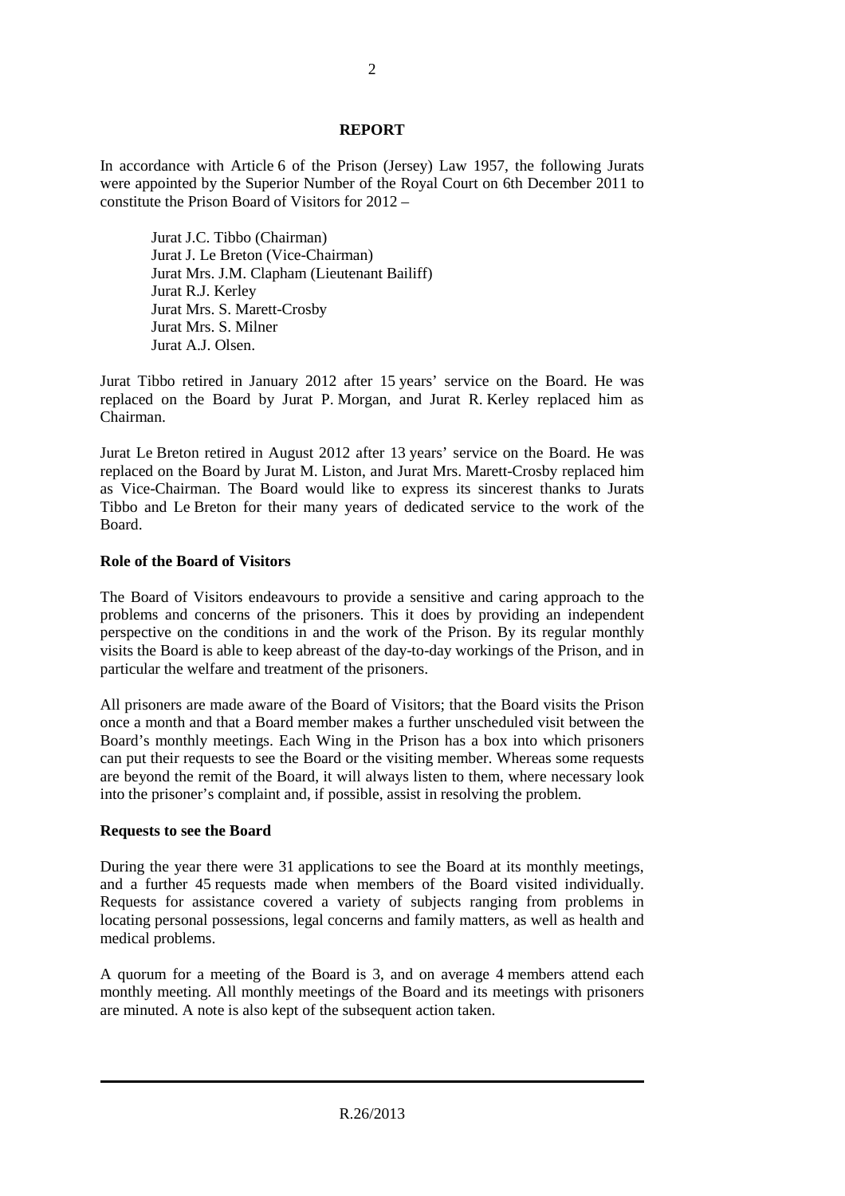## REPORT

In accordance with Article 6 of the Prison (Jersey) Law 1957, the following Jurats were appointed by the Superior Number of the Royal Court on 6th December 2011 to constitute the Prison Board of Visitors for 2012 –

Jurat J.C. Tibbo (Chairman)
Jurat J. Le Breton (Vice-Chairman)
Jurat Mrs. J.M. Clapham (Lieutenant Bailiff)
Jurat R.J. Kerley
Jurat Mrs. S. Marett-Crosby
Jurat Mrs. S. Milner
Jurat A.J. Olsen.

Jurat Tibbo retired in January 2012 after 15 years' service on the Board. He was replaced on the Board by Jurat P. Morgan, and Jurat R. Kerley replaced him as Chairman.

Jurat Le Breton retired in August 2012 after 13 years' service on the Board. He was replaced on the Board by Jurat M. Liston, and Jurat Mrs. Marett-Crosby replaced him as Vice-Chairman. The Board would like to express its sincerest thanks to Jurats Tibbo and Le Breton for their many years of dedicated service to the work of the Board.

### Role of the Board of Visitors

The Board of Visitors endeavours to provide a sensitive and caring approach to the problems and concerns of the prisoners. This it does by providing an independent perspective on the conditions in and the work of the Prison. By its regular monthly visits the Board is able to keep abreast of the day-to-day workings of the Prison, and in particular the welfare and treatment of the prisoners.

All prisoners are made aware of the Board of Visitors; that the Board visits the Prison once a month and that a Board member makes a further unscheduled visit between the Board's monthly meetings. Each Wing in the Prison has a box into which prisoners can put their requests to see the Board or the visiting member. Whereas some requests are beyond the remit of the Board, it will always listen to them, where necessary look into the prisoner's complaint and, if possible, assist in resolving the problem.

### Requests to see the Board

During the year there were 31 applications to see the Board at its monthly meetings, and a further 45 requests made when members of the Board visited individually. Requests for assistance covered a variety of subjects ranging from problems in locating personal possessions, legal concerns and family matters, as well as health and medical problems.

A quorum for a meeting of the Board is 3, and on average 4 members attend each monthly meeting. All monthly meetings of the Board and its meetings with prisoners are minuted. A note is also kept of the subsequent action taken.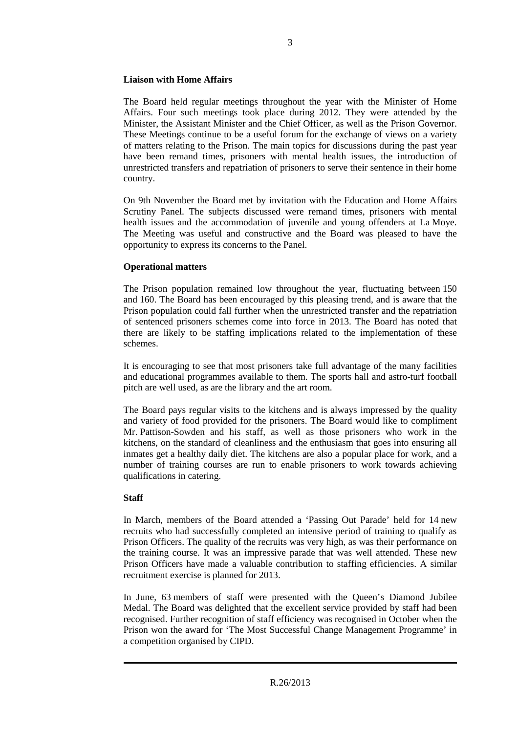**Liaison with Home Affairs**

The Board held regular meetings throughout the year with the Minister of Home Affairs. Four such meetings took place during 2012. They were attended by the Minister, the Assistant Minister and the Chief Officer, as well as the Prison Governor. These Meetings continue to be a useful forum for the exchange of views on a variety of matters relating to the Prison. The main topics for discussions during the past year have been remand times, prisoners with mental health issues, the introduction of unrestricted transfers and repatriation of prisoners to serve their sentence in their home country.

On 9th November the Board met by invitation with the Education and Home Affairs Scrutiny Panel. The subjects discussed were remand times, prisoners with mental health issues and the accommodation of juvenile and young offenders at La Moye. The Meeting was useful and constructive and the Board was pleased to have the opportunity to express its concerns to the Panel.

**Operational matters**

The Prison population remained low throughout the year, fluctuating between 150 and 160. The Board has been encouraged by this pleasing trend, and is aware that the Prison population could fall further when the unrestricted transfer and the repatriation of sentenced prisoners schemes come into force in 2013. The Board has noted that there are likely to be staffing implications related to the implementation of these schemes.

It is encouraging to see that most prisoners take full advantage of the many facilities and educational programmes available to them. The sports hall and astro-turf football pitch are well used, as are the library and the art room.

The Board pays regular visits to the kitchens and is always impressed by the quality and variety of food provided for the prisoners. The Board would like to compliment Mr. Pattison-Sowden and his staff, as well as those prisoners who work in the kitchens, on the standard of cleanliness and the enthusiasm that goes into ensuring all inmates get a healthy daily diet. The kitchens are also a popular place for work, and a number of training courses are run to enable prisoners to work towards achieving qualifications in catering.

**Staff**

In March, members of the Board attended a 'Passing Out Parade' held for 14 new recruits who had successfully completed an intensive period of training to qualify as Prison Officers. The quality of the recruits was very high, as was their performance on the training course. It was an impressive parade that was well attended. These new Prison Officers have made a valuable contribution to staffing efficiencies. A similar recruitment exercise is planned for 2013.

In June, 63 members of staff were presented with the Queen's Diamond Jubilee Medal. The Board was delighted that the excellent service provided by staff had been recognised. Further recognition of staff efficiency was recognised in October when the Prison won the award for 'The Most Successful Change Management Programme' in a competition organised by CIPD.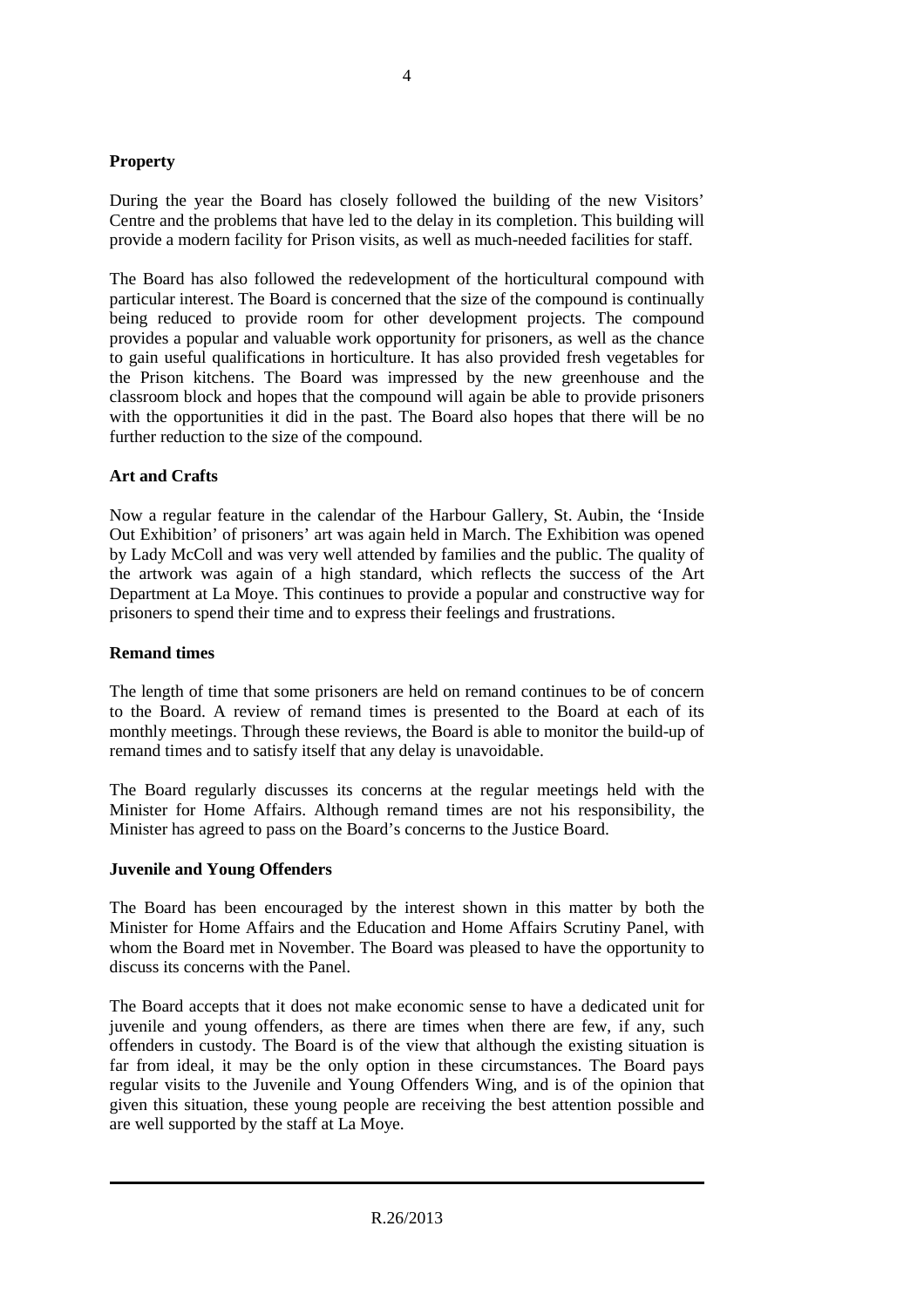**Property**

During the year the Board has closely followed the building of the new Visitors' Centre and the problems that have led to the delay in its completion. This building will provide a modern facility for Prison visits, as well as much-needed facilities for staff.

The Board has also followed the redevelopment of the horticultural compound with particular interest. The Board is concerned that the size of the compound is continually being reduced to provide room for other development projects. The compound provides a popular and valuable work opportunity for prisoners, as well as the chance to gain useful qualifications in horticulture. It has also provided fresh vegetables for the Prison kitchens. The Board was impressed by the new greenhouse and the classroom block and hopes that the compound will again be able to provide prisoners with the opportunities it did in the past. The Board also hopes that there will be no further reduction to the size of the compound.

**Art and Crafts**

Now a regular feature in the calendar of the Harbour Gallery, St. Aubin, the 'Inside Out Exhibition' of prisoners' art was again held in March. The Exhibition was opened by Lady McColl and was very well attended by families and the public. The quality of the artwork was again of a high standard, which reflects the success of the Art Department at La Moye. This continues to provide a popular and constructive way for prisoners to spend their time and to express their feelings and frustrations.

**Remand times**

The length of time that some prisoners are held on remand continues to be of concern to the Board. A review of remand times is presented to the Board at each of its monthly meetings. Through these reviews, the Board is able to monitor the build-up of remand times and to satisfy itself that any delay is unavoidable.

The Board regularly discusses its concerns at the regular meetings held with the Minister for Home Affairs. Although remand times are not his responsibility, the Minister has agreed to pass on the Board's concerns to the Justice Board.

**Juvenile and Young Offenders**

The Board has been encouraged by the interest shown in this matter by both the Minister for Home Affairs and the Education and Home Affairs Scrutiny Panel, with whom the Board met in November. The Board was pleased to have the opportunity to discuss its concerns with the Panel.

The Board accepts that it does not make economic sense to have a dedicated unit for juvenile and young offenders, as there are times when there are few, if any, such offenders in custody. The Board is of the view that although the existing situation is far from ideal, it may be the only option in these circumstances. The Board pays regular visits to the Juvenile and Young Offenders Wing, and is of the opinion that given this situation, these young people are receiving the best attention possible and are well supported by the staff at La Moye.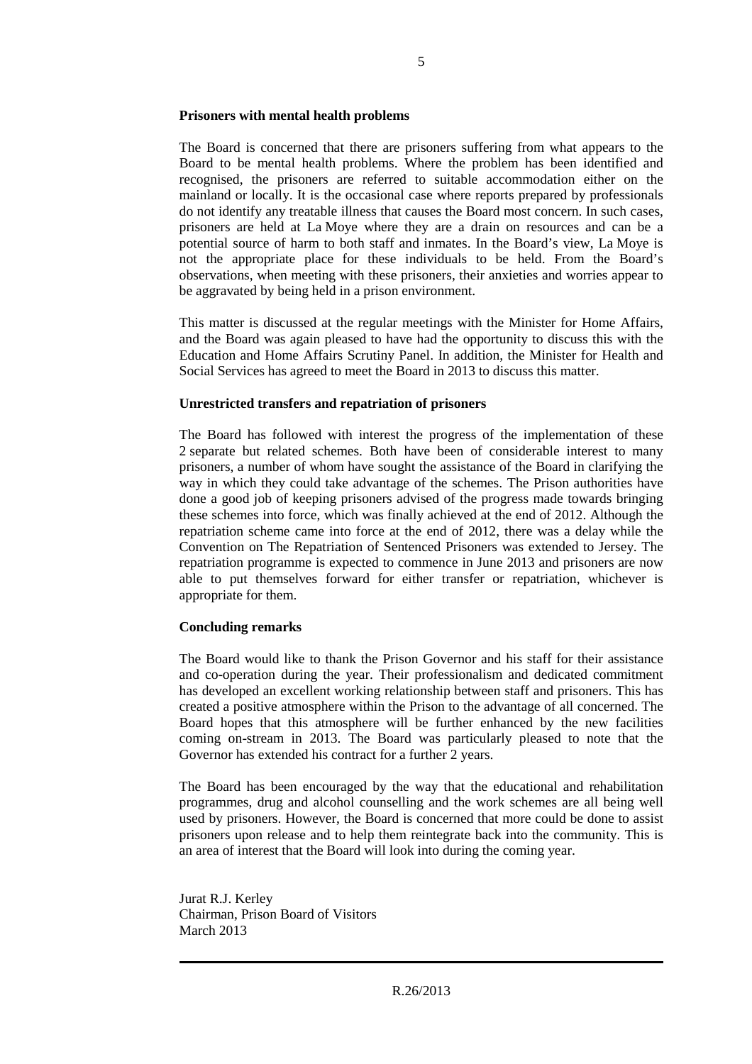**Prisoners with mental health problems**

The Board is concerned that there are prisoners suffering from what appears to the Board to be mental health problems. Where the problem has been identified and recognised, the prisoners are referred to suitable accommodation either on the mainland or locally. It is the occasional case where reports prepared by professionals do not identify any treatable illness that causes the Board most concern. In such cases, prisoners are held at La Moye where they are a drain on resources and can be a potential source of harm to both staff and inmates. In the Board's view, La Moye is not the appropriate place for these individuals to be held. From the Board's observations, when meeting with these prisoners, their anxieties and worries appear to be aggravated by being held in a prison environment.

This matter is discussed at the regular meetings with the Minister for Home Affairs, and the Board was again pleased to have had the opportunity to discuss this with the Education and Home Affairs Scrutiny Panel. In addition, the Minister for Health and Social Services has agreed to meet the Board in 2013 to discuss this matter.

**Unrestricted transfers and repatriation of prisoners**

The Board has followed with interest the progress of the implementation of these 2 separate but related schemes. Both have been of considerable interest to many prisoners, a number of whom have sought the assistance of the Board in clarifying the way in which they could take advantage of the schemes. The Prison authorities have done a good job of keeping prisoners advised of the progress made towards bringing these schemes into force, which was finally achieved at the end of 2012. Although the repatriation scheme came into force at the end of 2012, there was a delay while the Convention on The Repatriation of Sentenced Prisoners was extended to Jersey. The repatriation programme is expected to commence in June 2013 and prisoners are now able to put themselves forward for either transfer or repatriation, whichever is appropriate for them.

**Concluding remarks**

The Board would like to thank the Prison Governor and his staff for their assistance and co-operation during the year. Their professionalism and dedicated commitment has developed an excellent working relationship between staff and prisoners. This has created a positive atmosphere within the Prison to the advantage of all concerned. The Board hopes that this atmosphere will be further enhanced by the new facilities coming on-stream in 2013. The Board was particularly pleased to note that the Governor has extended his contract for a further 2 years.

The Board has been encouraged by the way that the educational and rehabilitation programmes, drug and alcohol counselling and the work schemes are all being well used by prisoners. However, the Board is concerned that more could be done to assist prisoners upon release and to help them reintegrate back into the community. This is an area of interest that the Board will look into during the coming year.

Jurat R.J. Kerley
Chairman, Prison Board of Visitors
March 2013